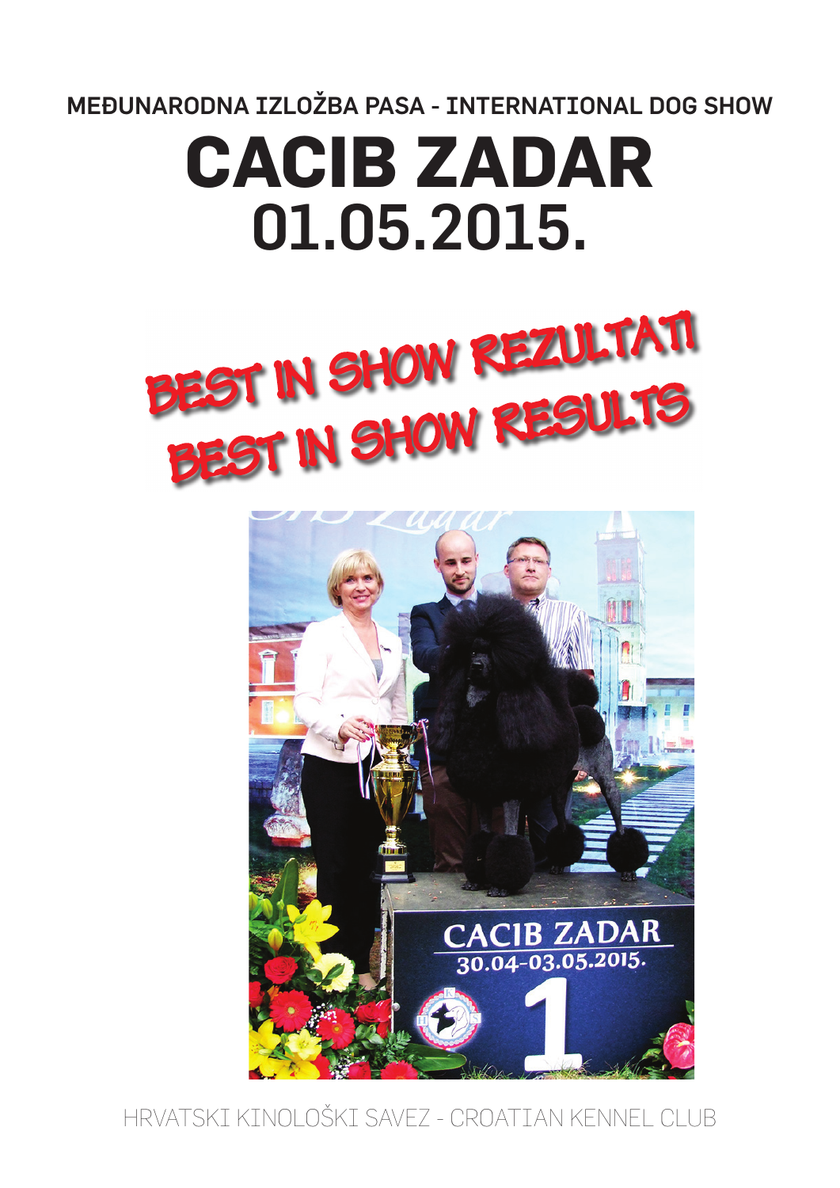MEĐUNARODNA IZLOŽBA PASA - INTERNATIONAL DOG SHOW

# CACIB ZADAR

# 01.05.2015.

## BEST IN SHOW REZULTATI
## BEST IN SHOW RESULTS

HRVATSKI KINOLOŠKI SAVEZ - CROATIAN KENNEL CLUB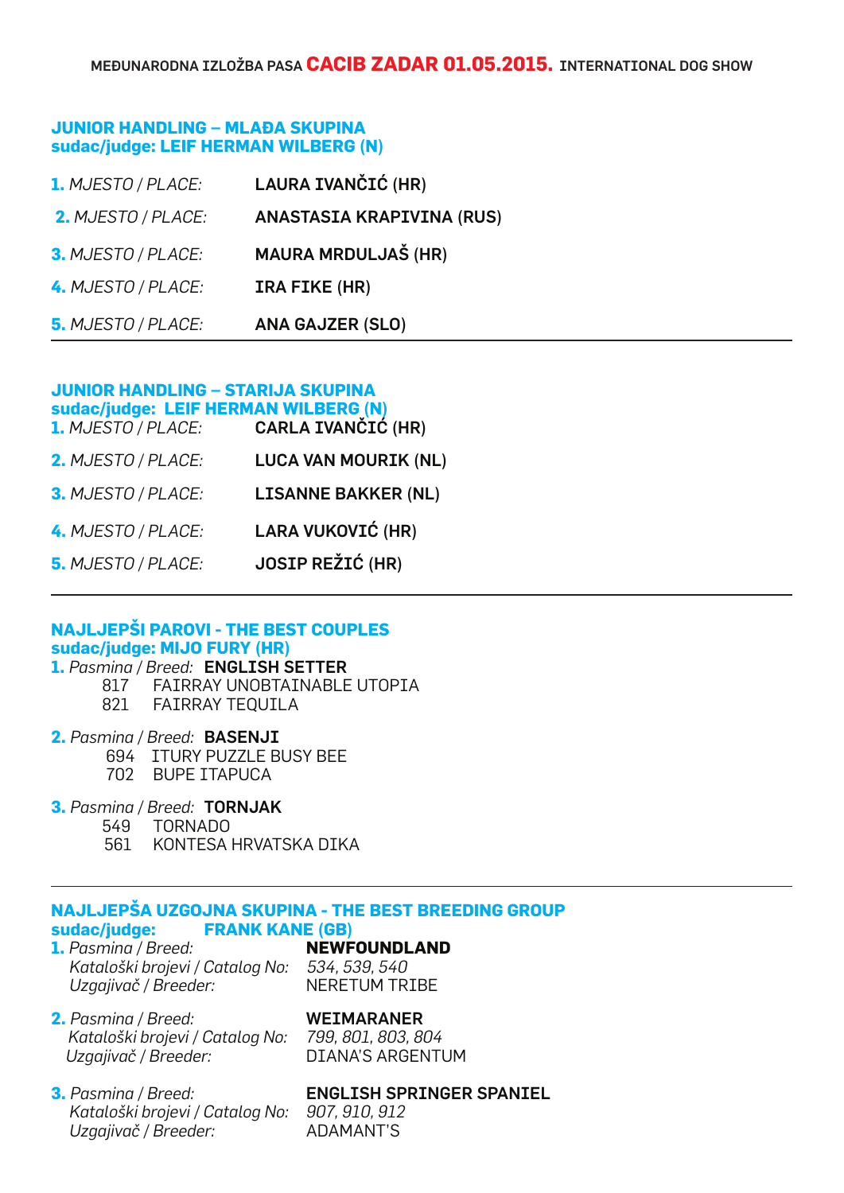MEĐUNARODNA IZLOŽBA PASA **CACIB ZADAR 01.05.2015.** INTERNATIONAL DOG SHOW

## JUNIOR HANDLING – MLAĐA SKUPINA
**sudac/judge: LEIF HERMAN WILBERG (N)**

**1.** *MJESTO / PLACE:* **LAURA IVANČIĆ (HR)**

**2.** *MJESTO / PLACE:* **ANASTASIA KRAPIVINA (RUS)**

**3.** *MJESTO / PLACE:* **MAURA MRDULJAŠ (HR)**

**4.** *MJESTO / PLACE:* **IRA FIKE (HR)**

**5.** *MJESTO / PLACE:* **ANA GAJZER (SLO)**

---

## JUNIOR HANDLING – STARIJA SKUPINA
**sudac/judge: LEIF HERMAN WILBERG (N)**

**1.** *MJESTO / PLACE:* **CARLA IVANČIĆ (HR)**

**2.** *MJESTO / PLACE:* **LUCA VAN MOURIK (NL)**

**3.** *MJESTO / PLACE:* **LISANNE BAKKER (NL)**

**4.** *MJESTO / PLACE:* **LARA VUKOVIĆ (HR)**

**5.** *MJESTO / PLACE:* **JOSIP REŽIĆ (HR)**

---

## NAJLJEPŠI PAROVI - THE BEST COUPLES
**sudac/judge: MIJO FURY (HR)**

**1.** *Pasmina / Breed:* **ENGLISH SETTER**
- 817 FAIRRAY UNOBTAINABLE UTOPIA
- 821 FAIRRAY TEQUILA

**2.** *Pasmina / Breed:* **BASENJI**
- 694 ITURY PUZZLE BUSY BEE
- 702 BUPE ITAPUCA

**3.** *Pasmina / Breed:* **TORNJAK**
- 549 TORNADO
- 561 KONTESA HRVATSKA DIKA

---

## NAJLJEPŠA UZGOJNA SKUPINA - THE BEST BREEDING GROUP
**sudac/judge: FRANK KANE (GB)**

**1.** *Pasmina / Breed:* **NEWFOUNDLAND**
*Kataloški brojevi / Catalog No:* *534, 539, 540*
*Uzgajivač / Breeder:* NERETUM TRIBE

**2.** *Pasmina / Breed:* **WEIMARANER**
*Kataloški brojevi / Catalog No:* *799, 801, 803, 804*
*Uzgajivač / Breeder:* DIANA'S ARGENTUM

**3.** *Pasmina / Breed:* **ENGLISH SPRINGER SPANIEL**
*Kataloški brojevi / Catalog No:* *907, 910, 912*
*Uzgajivač / Breeder:* ADAMANT'S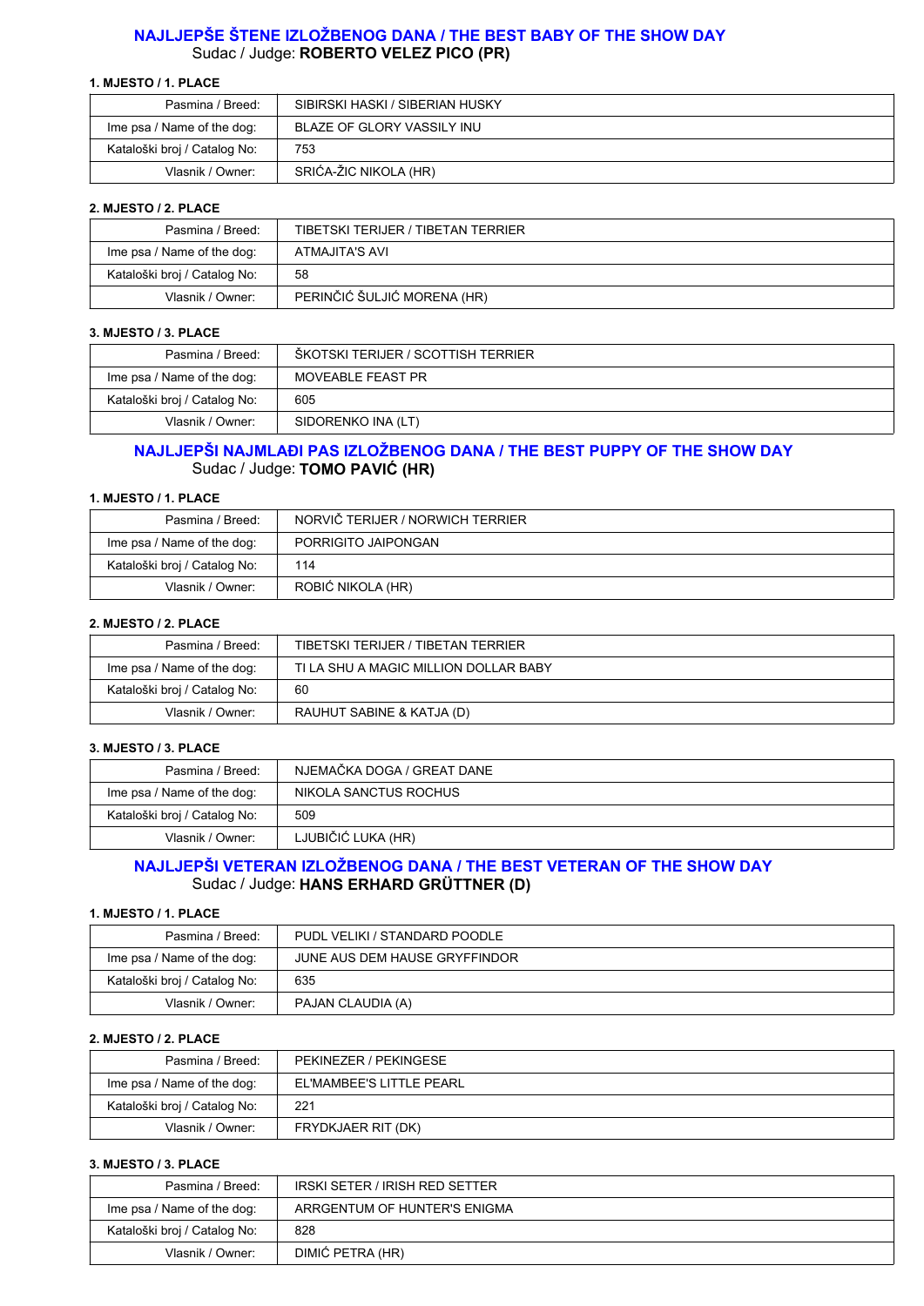## NAJLJEPŠE ŠTENE IZLOŽBENOG DANA / THE BEST BABY OF THE SHOW DAY

Sudac / Judge: **ROBERTO VELEZ PICO (PR)**

**1. MJESTO / 1. PLACE**

| | |
|---|---|
| Pasmina / Breed: | SIBIRSKI HASKI / SIBERIAN HUSKY |
| Ime psa / Name of the dog: | BLAZE OF GLORY VASSILY INU |
| Kataloški broj / Catalog No: | 753 |
| Vlasnik / Owner: | SRIĆA-ŽIC NIKOLA (HR) |

**2. MJESTO / 2. PLACE**

| | |
|---|---|
| Pasmina / Breed: | TIBETSKI TERIJER / TIBETAN TERRIER |
| Ime psa / Name of the dog: | ATMAJITA'S AVI |
| Kataloški broj / Catalog No: | 58 |
| Vlasnik / Owner: | PERINČIĆ ŠULJIĆ MORENA (HR) |

**3. MJESTO / 3. PLACE**

| | |
|---|---|
| Pasmina / Breed: | ŠKOTSKI TERIJER / SCOTTISH TERRIER |
| Ime psa / Name of the dog: | MOVEABLE FEAST PR |
| Kataloški broj / Catalog No: | 605 |
| Vlasnik / Owner: | SIDORENKO INA (LT) |

## NAJLJEPŠI NAJMLAĐI PAS IZLOŽBENOG DANA / THE BEST PUPPY OF THE SHOW DAY

Sudac / Judge: **TOMO PAVIĆ (HR)**

**1. MJESTO / 1. PLACE**

| | |
|---|---|
| Pasmina / Breed: | NORVIČ TERIJER / NORWICH TERRIER |
| Ime psa / Name of the dog: | PORRIGITO JAIPONGAN |
| Kataloški broj / Catalog No: | 114 |
| Vlasnik / Owner: | ROBIĆ NIKOLA (HR) |

**2. MJESTO / 2. PLACE**

| | |
|---|---|
| Pasmina / Breed: | TIBETSKI TERIJER / TIBETAN TERRIER |
| Ime psa / Name of the dog: | TI LA SHU A MAGIC MILLION DOLLAR BABY |
| Kataloški broj / Catalog No: | 60 |
| Vlasnik / Owner: | RAUHUT SABINE & KATJA (D) |

**3. MJESTO / 3. PLACE**

| | |
|---|---|
| Pasmina / Breed: | NJEMAČKA DOGA / GREAT DANE |
| Ime psa / Name of the dog: | NIKOLA SANCTUS ROCHUS |
| Kataloški broj / Catalog No: | 509 |
| Vlasnik / Owner: | LJUBIČIĆ LUKA (HR) |

## NAJLJEPŠI VETERAN IZLOŽBENOG DANA / THE BEST VETERAN OF THE SHOW DAY

Sudac / Judge: **HANS ERHARD GRÜTTNER (D)**

**1. MJESTO / 1. PLACE**

| | |
|---|---|
| Pasmina / Breed: | PUDL VELIKI / STANDARD POODLE |
| Ime psa / Name of the dog: | JUNE AUS DEM HAUSE GRYFFINDOR |
| Kataloški broj / Catalog No: | 635 |
| Vlasnik / Owner: | PAJAN CLAUDIA (A) |

**2. MJESTO / 2. PLACE**

| | |
|---|---|
| Pasmina / Breed: | PEKINEZER / PEKINGESE |
| Ime psa / Name of the dog: | EL'MAMBEE'S LITTLE PEARL |
| Kataloški broj / Catalog No: | 221 |
| Vlasnik / Owner: | FRYDKJAER RIT (DK) |

**3. MJESTO / 3. PLACE**

| | |
|---|---|
| Pasmina / Breed: | IRSKI SETER / IRISH RED SETTER |
| Ime psa / Name of the dog: | ARRGENTUM OF HUNTER'S ENIGMA |
| Kataloški broj / Catalog No: | 828 |
| Vlasnik / Owner: | DIMIĆ PETRA (HR) |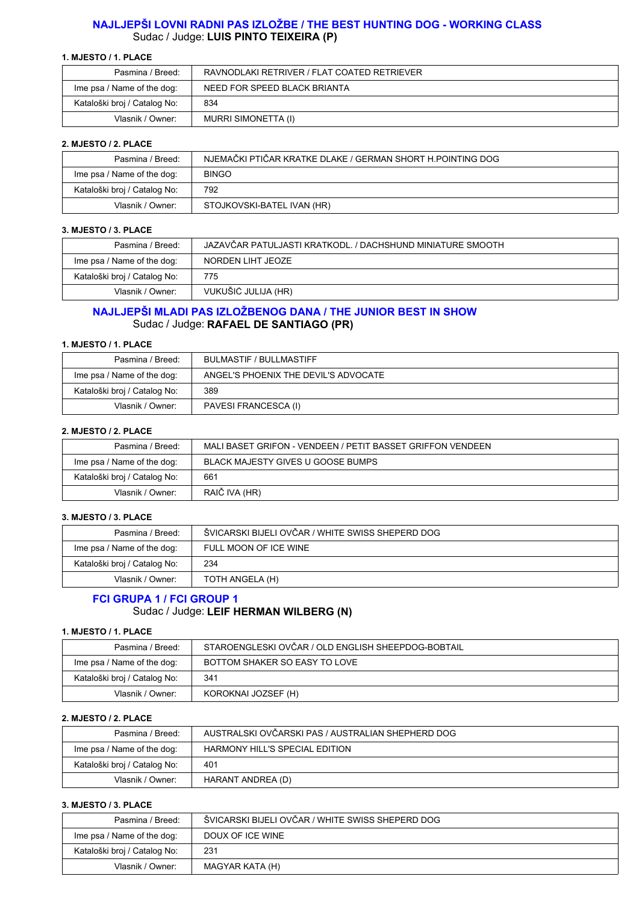## NAJLJEPŠI LOVNI RADNI PAS IZLOŽBE / THE BEST HUNTING DOG - WORKING CLASS

Sudac / Judge: **LUIS PINTO TEIXEIRA (P)**

**1. MJESTO / 1. PLACE**

| | |
|---|---|
| Pasmina / Breed: | RAVNODLAKI RETRIVER / FLAT COATED RETRIEVER |
| Ime psa / Name of the dog: | NEED FOR SPEED BLACK BRIANTA |
| Kataloški broj / Catalog No: | 834 |
| Vlasnik / Owner: | MURRI SIMONETTA (I) |

**2. MJESTO / 2. PLACE**

| | |
|---|---|
| Pasmina / Breed: | NJEMAČKI PTIČAR KRATKE DLAKE / GERMAN SHORT H.POINTING DOG |
| Ime psa / Name of the dog: | BINGO |
| Kataloški broj / Catalog No: | 792 |
| Vlasnik / Owner: | STOJKOVSKI-BATEL IVAN (HR) |

**3. MJESTO / 3. PLACE**

| | |
|---|---|
| Pasmina / Breed: | JAZAVČAR PATULJASTI KRATKODL. / DACHSHUND MINIATURE SMOOTH |
| Ime psa / Name of the dog: | NORDEN LIHT JEOZE |
| Kataloški broj / Catalog No: | 775 |
| Vlasnik / Owner: | VUKUŠIĆ JULIJA (HR) |

## NAJLJEPŠI MLADI PAS IZLOŽBENOG DANA / THE JUNIOR BEST IN SHOW

Sudac / Judge: **RAFAEL DE SANTIAGO (PR)**

**1. MJESTO / 1. PLACE**

| | |
|---|---|
| Pasmina / Breed: | BULMASTIF / BULLMASTIFF |
| Ime psa / Name of the dog: | ANGEL'S PHOENIX THE DEVIL'S ADVOCATE |
| Kataloški broj / Catalog No: | 389 |
| Vlasnik / Owner: | PAVESI FRANCESCA (I) |

**2. MJESTO / 2. PLACE**

| | |
|---|---|
| Pasmina / Breed: | MALI BASET GRIFON - VENDEEN / PETIT BASSET GRIFFON VENDEEN |
| Ime psa / Name of the dog: | BLACK MAJESTY GIVES U GOOSE BUMPS |
| Kataloški broj / Catalog No: | 661 |
| Vlasnik / Owner: | RAIČ IVA (HR) |

**3. MJESTO / 3. PLACE**

| | |
|---|---|
| Pasmina / Breed: | ŠVICARSKI BIJELI OVČAR / WHITE SWISS SHEPERD DOG |
| Ime psa / Name of the dog: | FULL MOON OF ICE WINE |
| Kataloški broj / Catalog No: | 234 |
| Vlasnik / Owner: | TOTH ANGELA (H) |

## FCI GRUPA 1 / FCI GROUP 1

Sudac / Judge: **LEIF HERMAN WILBERG (N)**

**1. MJESTO / 1. PLACE**

| | |
|---|---|
| Pasmina / Breed: | STAROENGLESKI OVČAR / OLD ENGLISH SHEEPDOG-BOBTAIL |
| Ime psa / Name of the dog: | BOTTOM SHAKER SO EASY TO LOVE |
| Kataloški broj / Catalog No: | 341 |
| Vlasnik / Owner: | KOROKNAI JOZSEF (H) |

**2. MJESTO / 2. PLACE**

| | |
|---|---|
| Pasmina / Breed: | AUSTRALSKI OVČARSKI PAS / AUSTRALIAN SHEPHERD DOG |
| Ime psa / Name of the dog: | HARMONY HILL'S SPECIAL EDITION |
| Kataloški broj / Catalog No: | 401 |
| Vlasnik / Owner: | HARANT ANDREA (D) |

**3. MJESTO / 3. PLACE**

| | |
|---|---|
| Pasmina / Breed: | ŠVICARSKI BIJELI OVČAR / WHITE SWISS SHEPERD DOG |
| Ime psa / Name of the dog: | DOUX OF ICE WINE |
| Kataloški broj / Catalog No: | 231 |
| Vlasnik / Owner: | MAGYAR KATA (H) |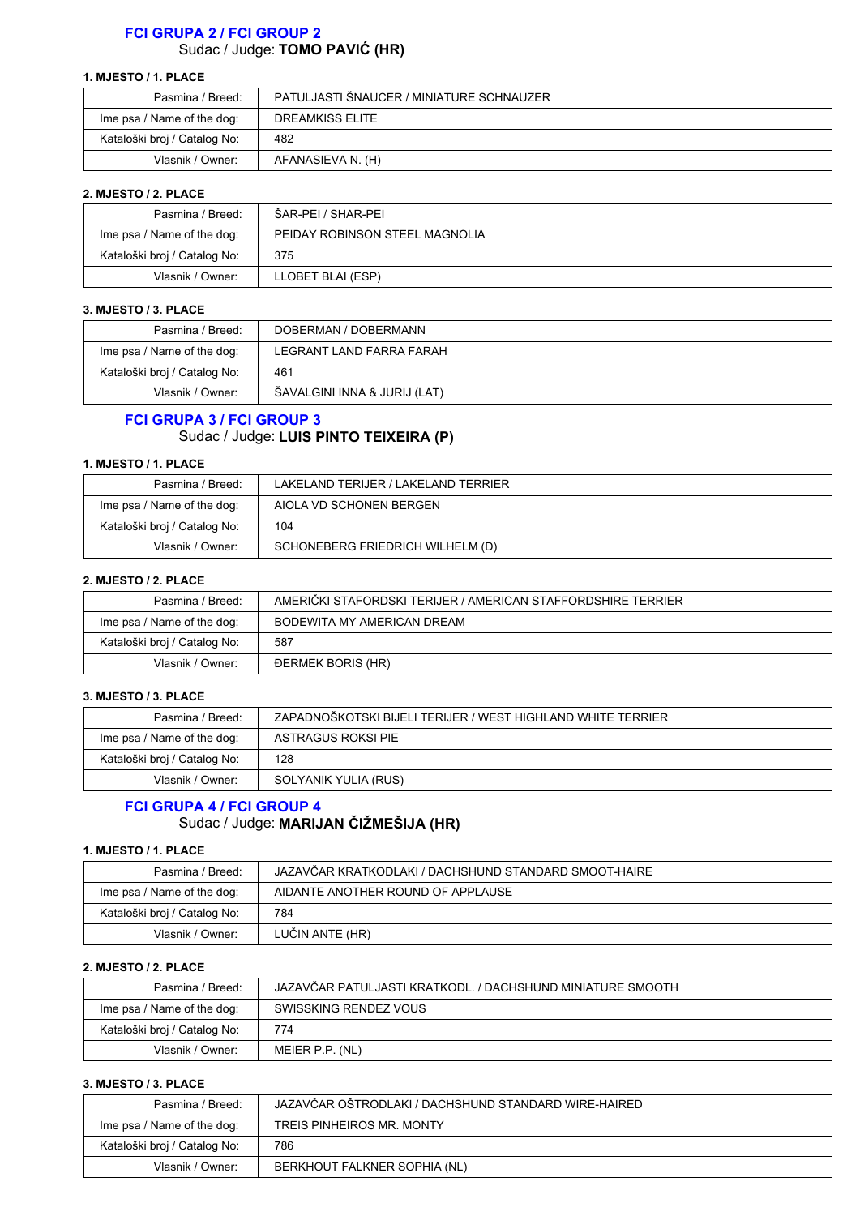## FCI GRUPA 2 / FCI GROUP 2

Sudac / Judge: **TOMO PAVIĆ (HR)**

**1. MJESTO / 1. PLACE**

| | |
|---|---|
| Pasmina / Breed: | PATULJASTI ŠNAUCER / MINIATURE SCHNAUZER |
| Ime psa / Name of the dog: | DREAMKISS ELITE |
| Kataloški broj / Catalog No: | 482 |
| Vlasnik / Owner: | AFANASIEVA N. (H) |

**2. MJESTO / 2. PLACE**

| | |
|---|---|
| Pasmina / Breed: | ŠAR-PEI / SHAR-PEI |
| Ime psa / Name of the dog: | PEIDAY ROBINSON STEEL MAGNOLIA |
| Kataloški broj / Catalog No: | 375 |
| Vlasnik / Owner: | LLOBET BLAI (ESP) |

**3. MJESTO / 3. PLACE**

| | |
|---|---|
| Pasmina / Breed: | DOBERMAN / DOBERMANN |
| Ime psa / Name of the dog: | LEGRANT LAND FARRA FARAH |
| Kataloški broj / Catalog No: | 461 |
| Vlasnik / Owner: | ŠAVALGINI INNA & JURIJ (LAT) |

## FCI GRUPA 3 / FCI GROUP 3

Sudac / Judge: **LUIS PINTO TEIXEIRA (P)**

**1. MJESTO / 1. PLACE**

| | |
|---|---|
| Pasmina / Breed: | LAKELAND TERIJER / LAKELAND TERRIER |
| Ime psa / Name of the dog: | AIOLA VD SCHONEN BERGEN |
| Kataloški broj / Catalog No: | 104 |
| Vlasnik / Owner: | SCHONEBERG FRIEDRICH WILHELM (D) |

**2. MJESTO / 2. PLACE**

| | |
|---|---|
| Pasmina / Breed: | AMERIČKI STAFORDSKI TERIJER / AMERICAN STAFFORDSHIRE TERRIER |
| Ime psa / Name of the dog: | BODEWITA MY AMERICAN DREAM |
| Kataloški broj / Catalog No: | 587 |
| Vlasnik / Owner: | ĐERMEK BORIS (HR) |

**3. MJESTO / 3. PLACE**

| | |
|---|---|
| Pasmina / Breed: | ZAPADNOŠKOTSKI BIJELI TERIJER / WEST HIGHLAND WHITE TERRIER |
| Ime psa / Name of the dog: | ASTRAGUS ROKSI PIE |
| Kataloški broj / Catalog No: | 128 |
| Vlasnik / Owner: | SOLYANIK YULIA (RUS) |

## FCI GRUPA 4 / FCI GROUP 4

Sudac / Judge: **MARIJAN ČIŽMEŠIJA (HR)**

**1. MJESTO / 1. PLACE**

| | |
|---|---|
| Pasmina / Breed: | JAZAVČAR KRATKODLAKI / DACHSHUND STANDARD SMOOT-HAIRE |
| Ime psa / Name of the dog: | AIDANTE ANOTHER ROUND OF APPLAUSE |
| Kataloški broj / Catalog No: | 784 |
| Vlasnik / Owner: | LUČIN ANTE (HR) |

**2. MJESTO / 2. PLACE**

| | |
|---|---|
| Pasmina / Breed: | JAZAVČAR PATULJASTI KRATKODL. / DACHSHUND MINIATURE SMOOTH |
| Ime psa / Name of the dog: | SWISSKING RENDEZ VOUS |
| Kataloški broj / Catalog No: | 774 |
| Vlasnik / Owner: | MEIER P.P. (NL) |

**3. MJESTO / 3. PLACE**

| | |
|---|---|
| Pasmina / Breed: | JAZAVČAR OŠTRODLAKI / DACHSHUND STANDARD WIRE-HAIRED |
| Ime psa / Name of the dog: | TREIS PINHEIROS MR. MONTY |
| Kataloški broj / Catalog No: | 786 |
| Vlasnik / Owner: | BERKHOUT FALKNER SOPHIA (NL) |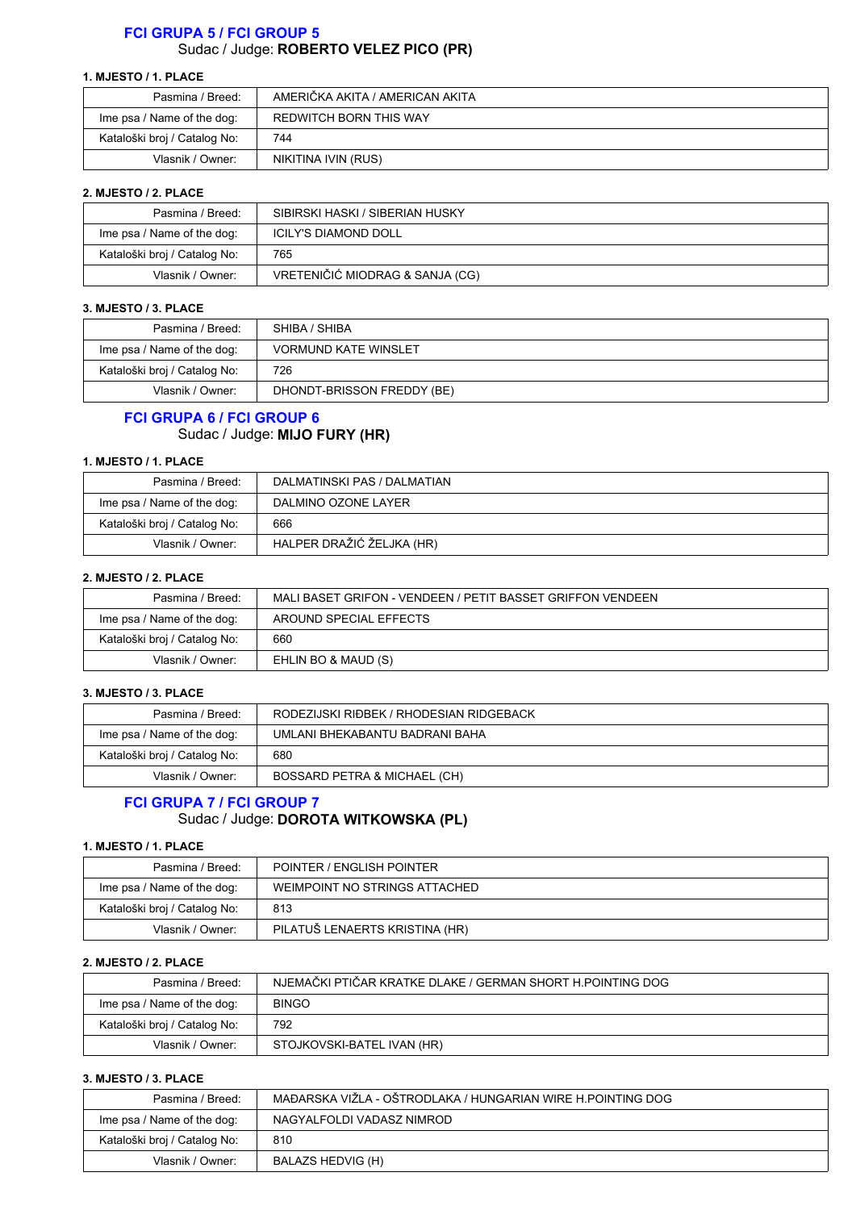## FCI GRUPA 5 / FCI GROUP 5

Sudac / Judge: **ROBERTO VELEZ PICO (PR)**

**1. MJESTO / 1. PLACE**

| Pasmina / Breed: | AMERIČKA AKITA / AMERICAN AKITA |
|---|---|
| Ime psa / Name of the dog: | REDWITCH BORN THIS WAY |
| Kataloški broj / Catalog No: | 744 |
| Vlasnik / Owner: | NIKITINA IVIN (RUS) |

**2. MJESTO / 2. PLACE**

| Pasmina / Breed: | SIBIRSKI HASKI / SIBERIAN HUSKY |
|---|---|
| Ime psa / Name of the dog: | ICILY'S DIAMOND DOLL |
| Kataloški broj / Catalog No: | 765 |
| Vlasnik / Owner: | VRETENIČIĆ MIODRAG & SANJA (CG) |

**3. MJESTO / 3. PLACE**

| Pasmina / Breed: | SHIBA / SHIBA |
|---|---|
| Ime psa / Name of the dog: | VORMUND KATE WINSLET |
| Kataloški broj / Catalog No: | 726 |
| Vlasnik / Owner: | DHONDT-BRISSON FREDDY (BE) |

## FCI GRUPA 6 / FCI GROUP 6

Sudac / Judge: **MIJO FURY (HR)**

**1. MJESTO / 1. PLACE**

| Pasmina / Breed: | DALMATINSKI PAS / DALMATIAN |
|---|---|
| Ime psa / Name of the dog: | DALMINO OZONE LAYER |
| Kataloški broj / Catalog No: | 666 |
| Vlasnik / Owner: | HALPER DRAŽIĆ ŽELJKA (HR) |

**2. MJESTO / 2. PLACE**

| Pasmina / Breed: | MALI BASET GRIFON - VENDEEN / PETIT BASSET GRIFFON VENDEEN |
|---|---|
| Ime psa / Name of the dog: | AROUND SPECIAL EFFECTS |
| Kataloški broj / Catalog No: | 660 |
| Vlasnik / Owner: | EHLIN BO & MAUD (S) |

**3. MJESTO / 3. PLACE**

| Pasmina / Breed: | RODEZIJSKI RIĐBEK / RHODESIAN RIDGEBACK |
|---|---|
| Ime psa / Name of the dog: | UMLANI BHEKABANTU BADRANI BAHA |
| Kataloški broj / Catalog No: | 680 |
| Vlasnik / Owner: | BOSSARD PETRA & MICHAEL (CH) |

## FCI GRUPA 7 / FCI GROUP 7

Sudac / Judge: **DOROTA WITKOWSKA (PL)**

**1. MJESTO / 1. PLACE**

| Pasmina / Breed: | POINTER / ENGLISH POINTER |
|---|---|
| Ime psa / Name of the dog: | WEIMPOINT NO STRINGS ATTACHED |
| Kataloški broj / Catalog No: | 813 |
| Vlasnik / Owner: | PILATUŠ LENAERTS KRISTINA (HR) |

**2. MJESTO / 2. PLACE**

| Pasmina / Breed: | NJEMAČKI PTIČAR KRATKE DLAKE / GERMAN SHORT H.POINTING DOG |
|---|---|
| Ime psa / Name of the dog: | BINGO |
| Kataloški broj / Catalog No: | 792 |
| Vlasnik / Owner: | STOJKOVSKI-BATEL IVAN (HR) |

**3. MJESTO / 3. PLACE**

| Pasmina / Breed: | MAĐARSKA VIŽLA - OŠTRODLAKA / HUNGARIAN WIRE H.POINTING DOG |
|---|---|
| Ime psa / Name of the dog: | NAGYALFOLDI VADASZ NIMROD |
| Kataloški broj / Catalog No: | 810 |
| Vlasnik / Owner: | BALAZS HEDVIG (H) |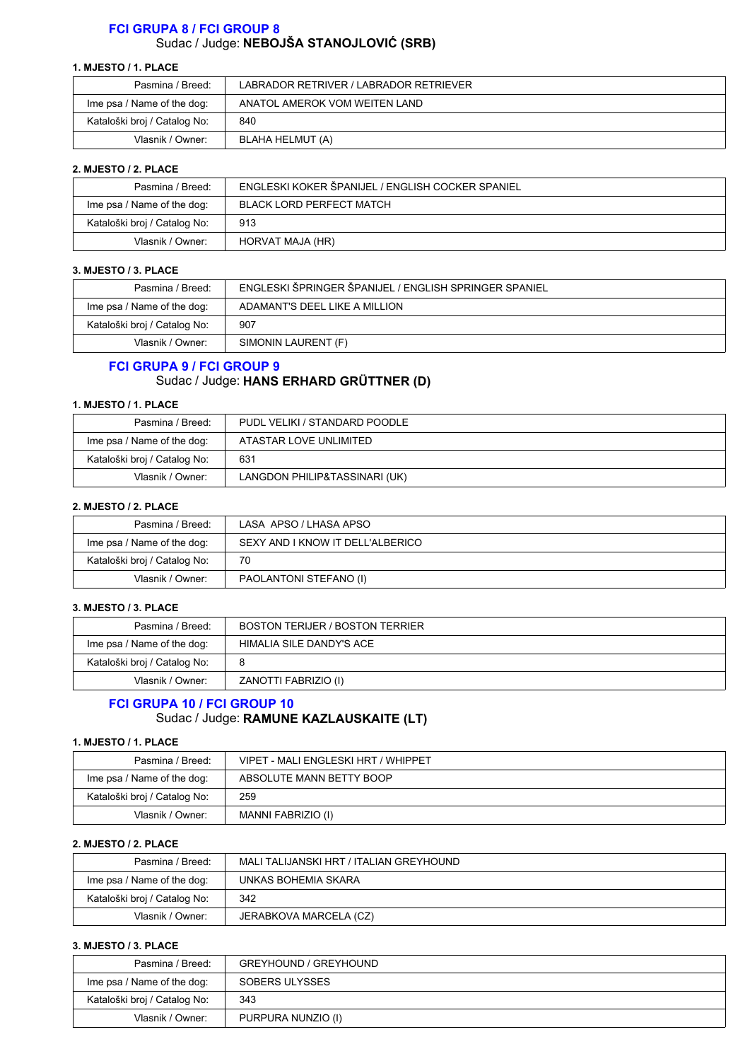## FCI GRUPA 8 / FCI GROUP 8

Sudac / Judge: **NEBOJŠA STANOJLOVIĆ (SRB)**

**1. MJESTO / 1. PLACE**

| | |
|---|---|
| Pasmina / Breed: | LABRADOR RETRIVER / LABRADOR RETRIEVER |
| Ime psa / Name of the dog: | ANATOL AMEROK VOM WEITEN LAND |
| Kataloški broj / Catalog No: | 840 |
| Vlasnik / Owner: | BLAHA HELMUT (A) |

**2. MJESTO / 2. PLACE**

| | |
|---|---|
| Pasmina / Breed: | ENGLESKI KOKER ŠPANIJEL / ENGLISH COCKER SPANIEL |
| Ime psa / Name of the dog: | BLACK LORD PERFECT MATCH |
| Kataloški broj / Catalog No: | 913 |
| Vlasnik / Owner: | HORVAT MAJA (HR) |

**3. MJESTO / 3. PLACE**

| | |
|---|---|
| Pasmina / Breed: | ENGLESKI ŠPRINGER ŠPANIJEL / ENGLISH SPRINGER SPANIEL |
| Ime psa / Name of the dog: | ADAMANT'S DEEL LIKE A MILLION |
| Kataloški broj / Catalog No: | 907 |
| Vlasnik / Owner: | SIMONIN LAURENT (F) |

## FCI GRUPA 9 / FCI GROUP 9

Sudac / Judge: **HANS ERHARD GRÜTTNER (D)**

**1. MJESTO / 1. PLACE**

| | |
|---|---|
| Pasmina / Breed: | PUDL VELIKI / STANDARD POODLE |
| Ime psa / Name of the dog: | ATASTAR LOVE UNLIMITED |
| Kataloški broj / Catalog No: | 631 |
| Vlasnik / Owner: | LANGDON PHILIP&TASSINARI (UK) |

**2. MJESTO / 2. PLACE**

| | |
|---|---|
| Pasmina / Breed: | LASA APSO / LHASA APSO |
| Ime psa / Name of the dog: | SEXY AND I KNOW IT DELL'ALBERICO |
| Kataloški broj / Catalog No: | 70 |
| Vlasnik / Owner: | PAOLANTONI STEFANO (I) |

**3. MJESTO / 3. PLACE**

| | |
|---|---|
| Pasmina / Breed: | BOSTON TERIJER / BOSTON TERRIER |
| Ime psa / Name of the dog: | HIMALIA SILE DANDY'S ACE |
| Kataloški broj / Catalog No: | 8 |
| Vlasnik / Owner: | ZANOTTI FABRIZIO (I) |

## FCI GRUPA 10 / FCI GROUP 10

Sudac / Judge: **RAMUNE KAZLAUSKAITE (LT)**

**1. MJESTO / 1. PLACE**

| | |
|---|---|
| Pasmina / Breed: | VIPET - MALI ENGLESKI HRT / WHIPPET |
| Ime psa / Name of the dog: | ABSOLUTE MANN BETTY BOOP |
| Kataloški broj / Catalog No: | 259 |
| Vlasnik / Owner: | MANNI FABRIZIO (I) |

**2. MJESTO / 2. PLACE**

| | |
|---|---|
| Pasmina / Breed: | MALI TALIJANSKI HRT / ITALIAN GREYHOUND |
| Ime psa / Name of the dog: | UNKAS BOHEMIA SKARA |
| Kataloški broj / Catalog No: | 342 |
| Vlasnik / Owner: | JERABKOVA MARCELA (CZ) |

**3. MJESTO / 3. PLACE**

| | |
|---|---|
| Pasmina / Breed: | GREYHOUND / GREYHOUND |
| Ime psa / Name of the dog: | SOBERS ULYSSES |
| Kataloški broj / Catalog No: | 343 |
| Vlasnik / Owner: | PURPURA NUNZIO (I) |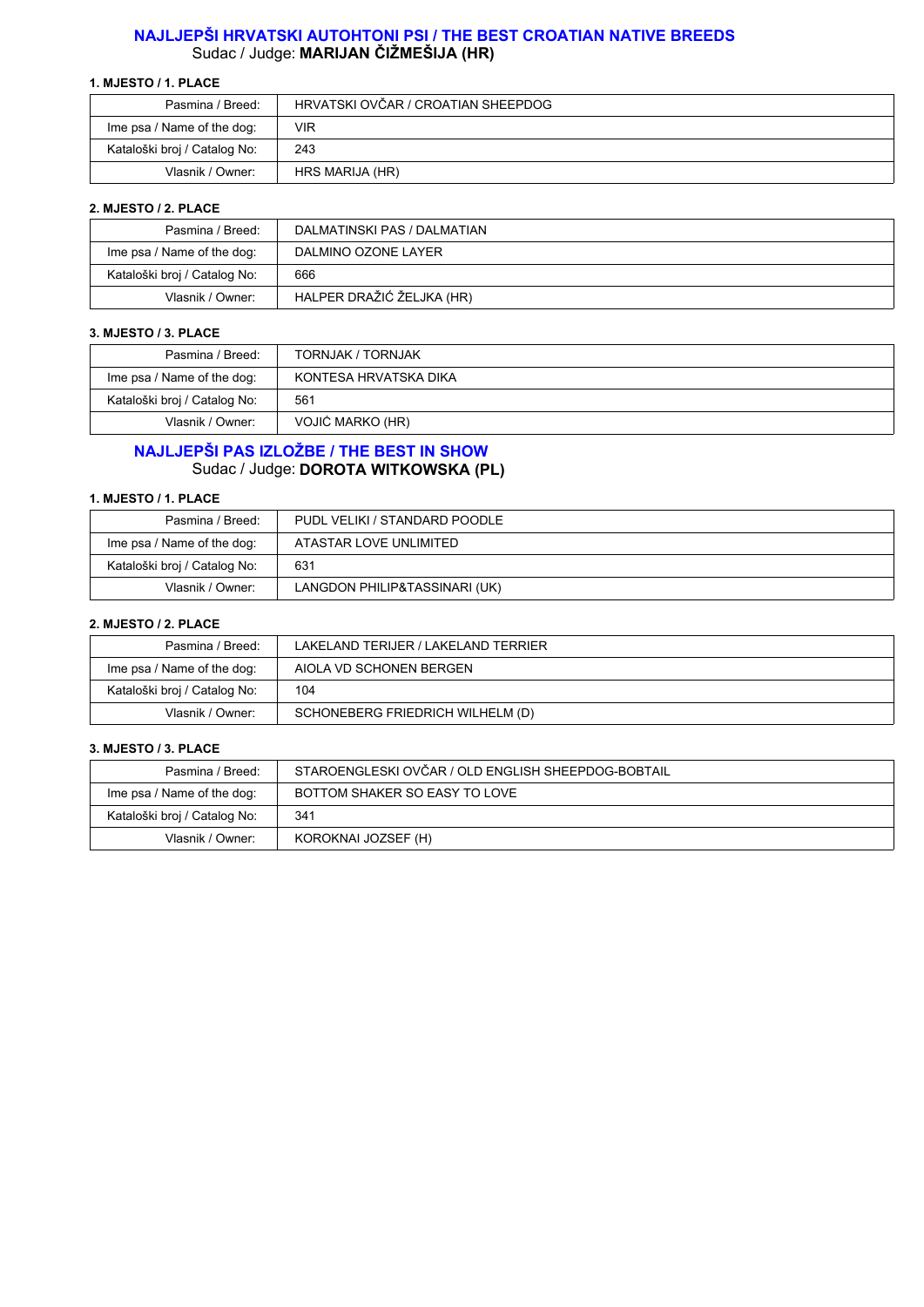## NAJLJEPŠI HRVATSKI AUTOHTONI PSI / THE BEST CROATIAN NATIVE BREEDS

Sudac / Judge: **MARIJAN ČIŽMEŠIJA (HR)**

**1. MJESTO / 1. PLACE**

| | |
|---|---|
| Pasmina / Breed: | HRVATSKI OVČAR / CROATIAN SHEEPDOG |
| Ime psa / Name of the dog: | VIR |
| Kataloški broj / Catalog No: | 243 |
| Vlasnik / Owner: | HRS MARIJA (HR) |

**2. MJESTO / 2. PLACE**

| | |
|---|---|
| Pasmina / Breed: | DALMATINSKI PAS / DALMATIAN |
| Ime psa / Name of the dog: | DALMINO OZONE LAYER |
| Kataloški broj / Catalog No: | 666 |
| Vlasnik / Owner: | HALPER DRAŽIĆ ŽELJKA (HR) |

**3. MJESTO / 3. PLACE**

| | |
|---|---|
| Pasmina / Breed: | TORNJAK / TORNJAK |
| Ime psa / Name of the dog: | KONTESA HRVATSKA DIKA |
| Kataloški broj / Catalog No: | 561 |
| Vlasnik / Owner: | VOJIĆ MARKO (HR) |

## NAJLJEPŠI PAS IZLOŽBE / THE BEST IN SHOW

Sudac / Judge: **DOROTA WITKOWSKA (PL)**

**1. MJESTO / 1. PLACE**

| | |
|---|---|
| Pasmina / Breed: | PUDL VELIKI / STANDARD POODLE |
| Ime psa / Name of the dog: | ATASTAR LOVE UNLIMITED |
| Kataloški broj / Catalog No: | 631 |
| Vlasnik / Owner: | LANGDON PHILIP&TASSINARI (UK) |

**2. MJESTO / 2. PLACE**

| | |
|---|---|
| Pasmina / Breed: | LAKELAND TERIJER / LAKELAND TERRIER |
| Ime psa / Name of the dog: | AIOLA VD SCHONEN BERGEN |
| Kataloški broj / Catalog No: | 104 |
| Vlasnik / Owner: | SCHONEBERG FRIEDRICH WILHELM (D) |

**3. MJESTO / 3. PLACE**

| | |
|---|---|
| Pasmina / Breed: | STAROENGLESKI OVČAR / OLD ENGLISH SHEEPDOG-BOBTAIL |
| Ime psa / Name of the dog: | BOTTOM SHAKER SO EASY TO LOVE |
| Kataloški broj / Catalog No: | 341 |
| Vlasnik / Owner: | KOROKNAI JOZSEF (H) |